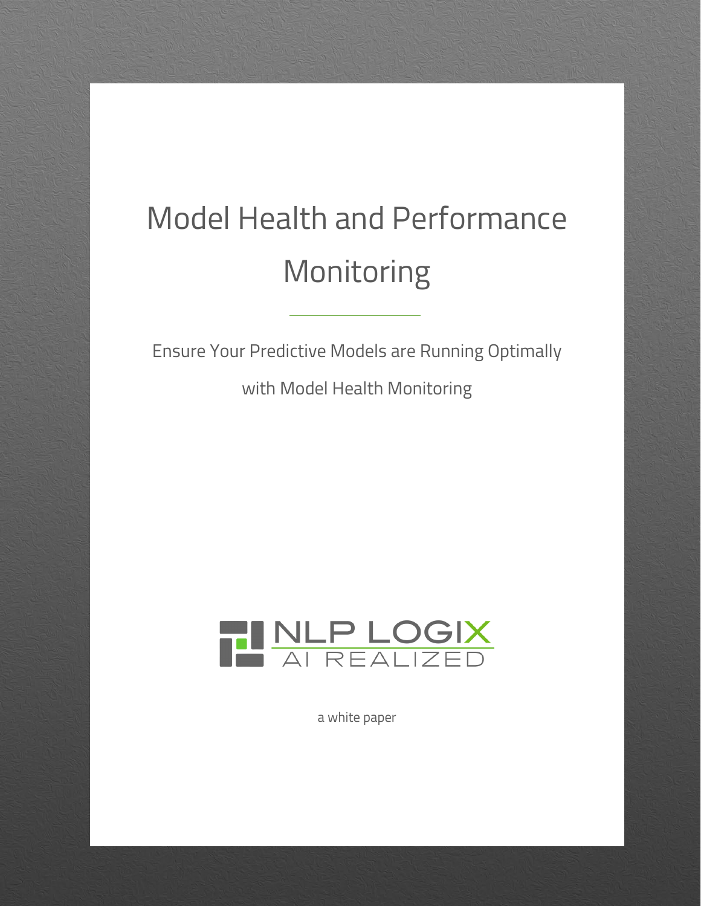# Model Health and Performance Monitoring

Ensure Your Predictive Models are Running Optimally with Model Health Monitoring

NLP LOGIX

AI REALIZED

a white paper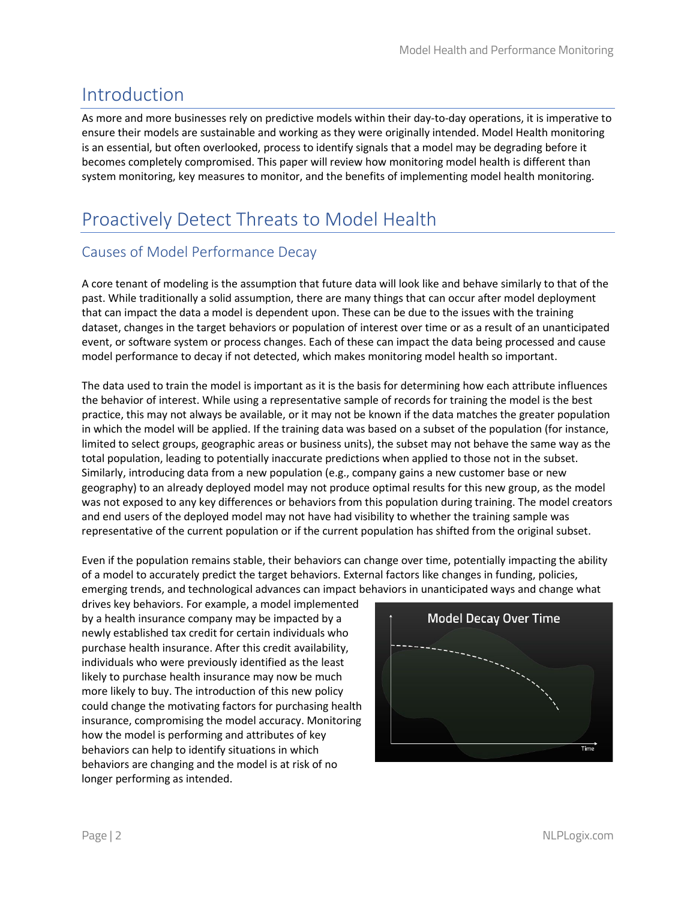// Introduction

As more and more businesses rely on predictive models within their day-to-day operations, it is imperative to ensure their models are sustainable and working as they were originally intended. Model Health monitoring is an essential, but often overlooked, process to identify signals that a model may be degrading before it becomes completely compromised. This paper will review how monitoring model health is different than system monitoring, key measures to monitor, and the benefits of implementing model health monitoring.

# Proactively Detect Threats to Model Health

## Causes of Model Performance Decay

A core tenant of modeling is the assumption that future data will look like and behave similarly to that of the past. While traditionally a solid assumption, there are many things that can occur after model deployment that can impact the data a model is dependent upon. These can be due to the issues with the training dataset, changes in the target behaviors or population of interest over time or as a result of an unanticipated event, or software system or process changes. Each of these can impact the data being processed and cause model performance to decay if not detected, which makes monitoring model health so important.

The data used to train the model is important as it is the basis for determining how each attribute influences the behavior of interest. While using a representative sample of records for training the model is the best practice, this may not always be available, or it may not be known if the data matches the greater population in which the model will be applied. If the training data was based on a subset of the population (for instance, limited to select groups, geographic areas or business units), the subset may not behave the same way as the total population, leading to potentially inaccurate predictions when applied to those not in the subset. Similarly, introducing data from a new population (e.g., company gains a new customer base or new geography) to an already deployed model may not produce optimal results for this new group, as the model was not exposed to any key differences or behaviors from this population during training. The model creators and end users of the deployed model may not have had visibility to whether the training sample was representative of the current population or if the current population has shifted from the original subset.

Even if the population remains stable, their behaviors can change over time, potentially impacting the ability of a model to accurately predict the target behaviors. External factors like changes in funding, policies, emerging trends, and technological advances can impact behaviors in unanticipated ways and change what drives key behaviors. For example, a model implemented by a health insurance company may be impacted by a newly established tax credit for certain individuals who purchase health insurance. After this credit availability, individuals who were previously identified as the least likely to purchase health insurance may now be much more likely to buy. The introduction of this new policy could change the motivating factors for purchasing health insurance, compromising the model accuracy. Monitoring how the model is performing and attributes of key behaviors can help to identify situations in which behaviors are changing and the model is at risk of no longer performing as intended.

Model Decay Over Time

Time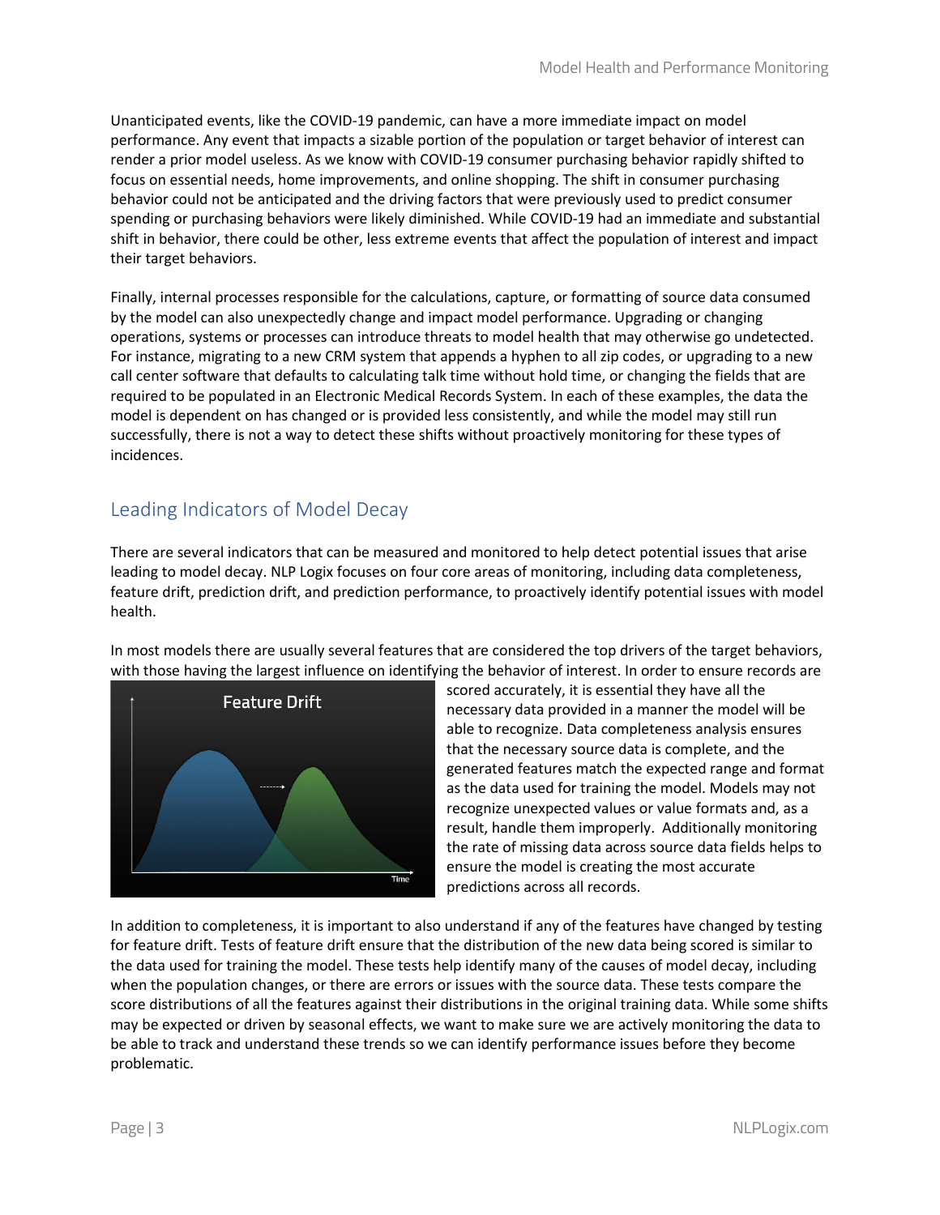Unanticipated events, like the COVID-19 pandemic, can have a more immediate impact on model performance. Any event that impacts a sizable portion of the population or target behavior of interest can render a prior model useless. As we know with COVID-19 consumer purchasing behavior rapidly shifted to focus on essential needs, home improvements, and online shopping. The shift in consumer purchasing behavior could not be anticipated and the driving factors that were previously used to predict consumer spending or purchasing behaviors were likely diminished. While COVID-19 had an immediate and substantial shift in behavior, there could be other, less extreme events that affect the population of interest and impact their target behaviors.

Finally, internal processes responsible for the calculations, capture, or formatting of source data consumed by the model can also unexpectedly change and impact model performance. Upgrading or changing operations, systems or processes can introduce threats to model health that may otherwise go undetected. For instance, migrating to a new CRM system that appends a hyphen to all zip codes, or upgrading to a new call center software that defaults to calculating talk time without hold time, or changing the fields that are required to be populated in an Electronic Medical Records System. In each of these examples, the data the model is dependent on has changed or is provided less consistently, and while the model may still run successfully, there is not a way to detect these shifts without proactively monitoring for these types of incidences.

## Leading Indicators of Model Decay

There are several indicators that can be measured and monitored to help detect potential issues that arise leading to model decay. NLP Logix focuses on four core areas of monitoring, including data completeness, feature drift, prediction drift, and prediction performance, to proactively identify potential issues with model health.

In most models there are usually several features that are considered the top drivers of the target behaviors, with those having the largest influence on identifying the behavior of interest. In order to ensure records are scored accurately, it is essential they have all the necessary data provided in a manner the model will be able to recognize. Data completeness analysis ensures that the necessary source data is complete, and the generated features match the expected range and format as the data used for training the model. Models may not recognize unexpected values or value formats and, as a result, handle them improperly. Additionally monitoring the rate of missing data across source data fields helps to ensure the model is creating the most accurate predictions across all records.

In addition to completeness, it is important to also understand if any of the features have changed by testing for feature drift. Tests of feature drift ensure that the distribution of the new data being scored is similar to the data used for training the model. These tests help identify many of the causes of model decay, including when the population changes, or there are errors or issues with the source data. These tests compare the score distributions of all the features against their distributions in the original training data. While some shifts may be expected or driven by seasonal effects, we want to make sure we are actively monitoring the data to be able to track and understand these trends so we can identify performance issues before they become problematic.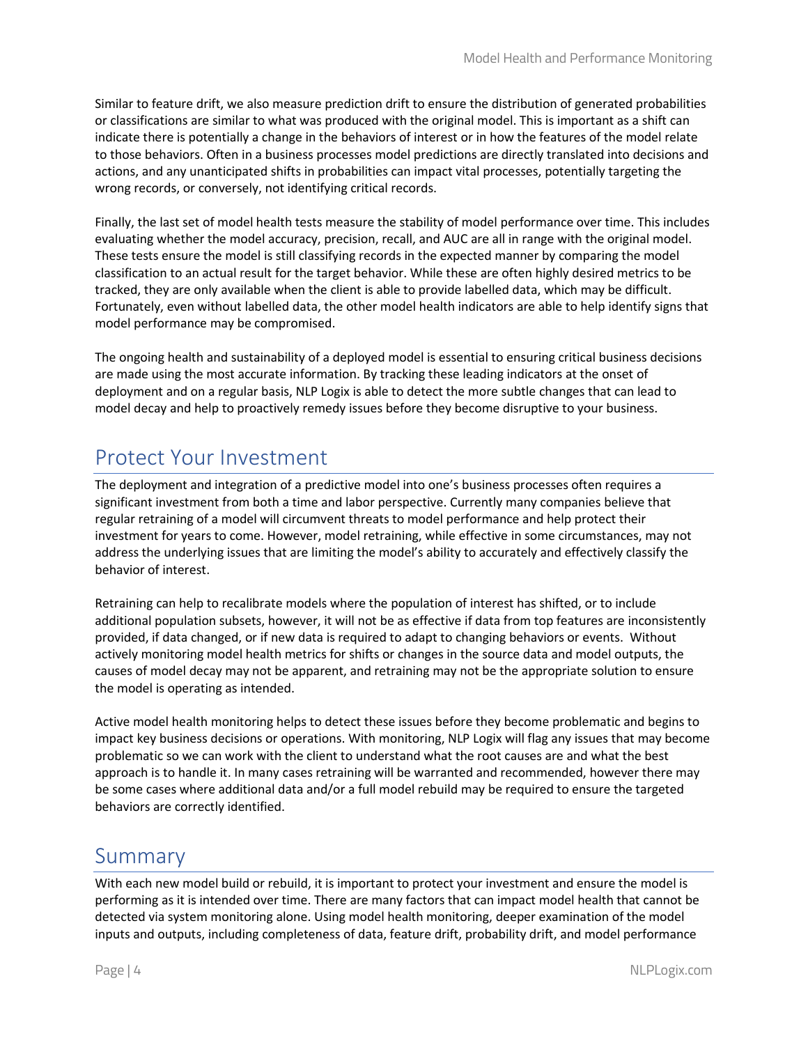Similar to feature drift, we also measure prediction drift to ensure the distribution of generated probabilities or classifications are similar to what was produced with the original model. This is important as a shift can indicate there is potentially a change in the behaviors of interest or in how the features of the model relate to those behaviors. Often in a business processes model predictions are directly translated into decisions and actions, and any unanticipated shifts in probabilities can impact vital processes, potentially targeting the wrong records, or conversely, not identifying critical records.

Finally, the last set of model health tests measure the stability of model performance over time. This includes evaluating whether the model accuracy, precision, recall, and AUC are all in range with the original model. These tests ensure the model is still classifying records in the expected manner by comparing the model classification to an actual result for the target behavior. While these are often highly desired metrics to be tracked, they are only available when the client is able to provide labelled data, which may be difficult. Fortunately, even without labelled data, the other model health indicators are able to help identify signs that model performance may be compromised.

The ongoing health and sustainability of a deployed model is essential to ensuring critical business decisions are made using the most accurate information. By tracking these leading indicators at the onset of deployment and on a regular basis, NLP Logix is able to detect the more subtle changes that can lead to model decay and help to proactively remedy issues before they become disruptive to your business.

## Protect Your Investment

The deployment and integration of a predictive model into one's business processes often requires a significant investment from both a time and labor perspective. Currently many companies believe that regular retraining of a model will circumvent threats to model performance and help protect their investment for years to come. However, model retraining, while effective in some circumstances, may not address the underlying issues that are limiting the model's ability to accurately and effectively classify the behavior of interest.

Retraining can help to recalibrate models where the population of interest has shifted, or to include additional population subsets, however, it will not be as effective if data from top features are inconsistently provided, if data changed, or if new data is required to adapt to changing behaviors or events. Without actively monitoring model health metrics for shifts or changes in the source data and model outputs, the causes of model decay may not be apparent, and retraining may not be the appropriate solution to ensure the model is operating as intended.

Active model health monitoring helps to detect these issues before they become problematic and begins to impact key business decisions or operations. With monitoring, NLP Logix will flag any issues that may become problematic so we can work with the client to understand what the root causes are and what the best approach is to handle it. In many cases retraining will be warranted and recommended, however there may be some cases where additional data and/or a full model rebuild may be required to ensure the targeted behaviors are correctly identified.

## Summary

With each new model build or rebuild, it is important to protect your investment and ensure the model is performing as it is intended over time. There are many factors that can impact model health that cannot be detected via system monitoring alone. Using model health monitoring, deeper examination of the model inputs and outputs, including completeness of data, feature drift, probability drift, and model performance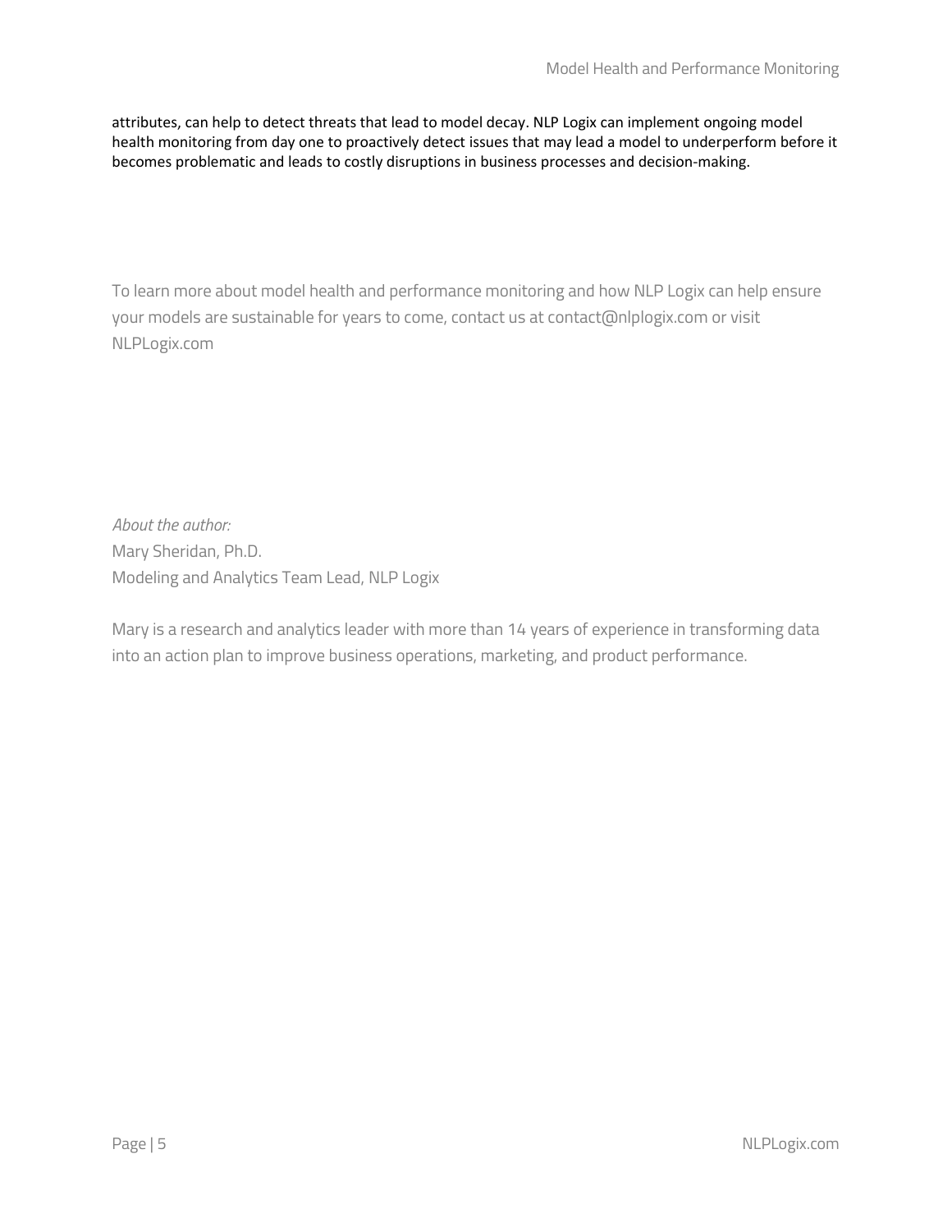attributes, can help to detect threats that lead to model decay. NLP Logix can implement ongoing model health monitoring from day one to proactively detect issues that may lead a model to underperform before it becomes problematic and leads to costly disruptions in business processes and decision-making.

To learn more about model health and performance monitoring and how NLP Logix can help ensure your models are sustainable for years to come, contact us at contact@nlplogix.com or visit NLPLogix.com

*About the author:*
Mary Sheridan, Ph.D.
Modeling and Analytics Team Lead, NLP Logix

Mary is a research and analytics leader with more than 14 years of experience in transforming data into an action plan to improve business operations, marketing, and product performance.